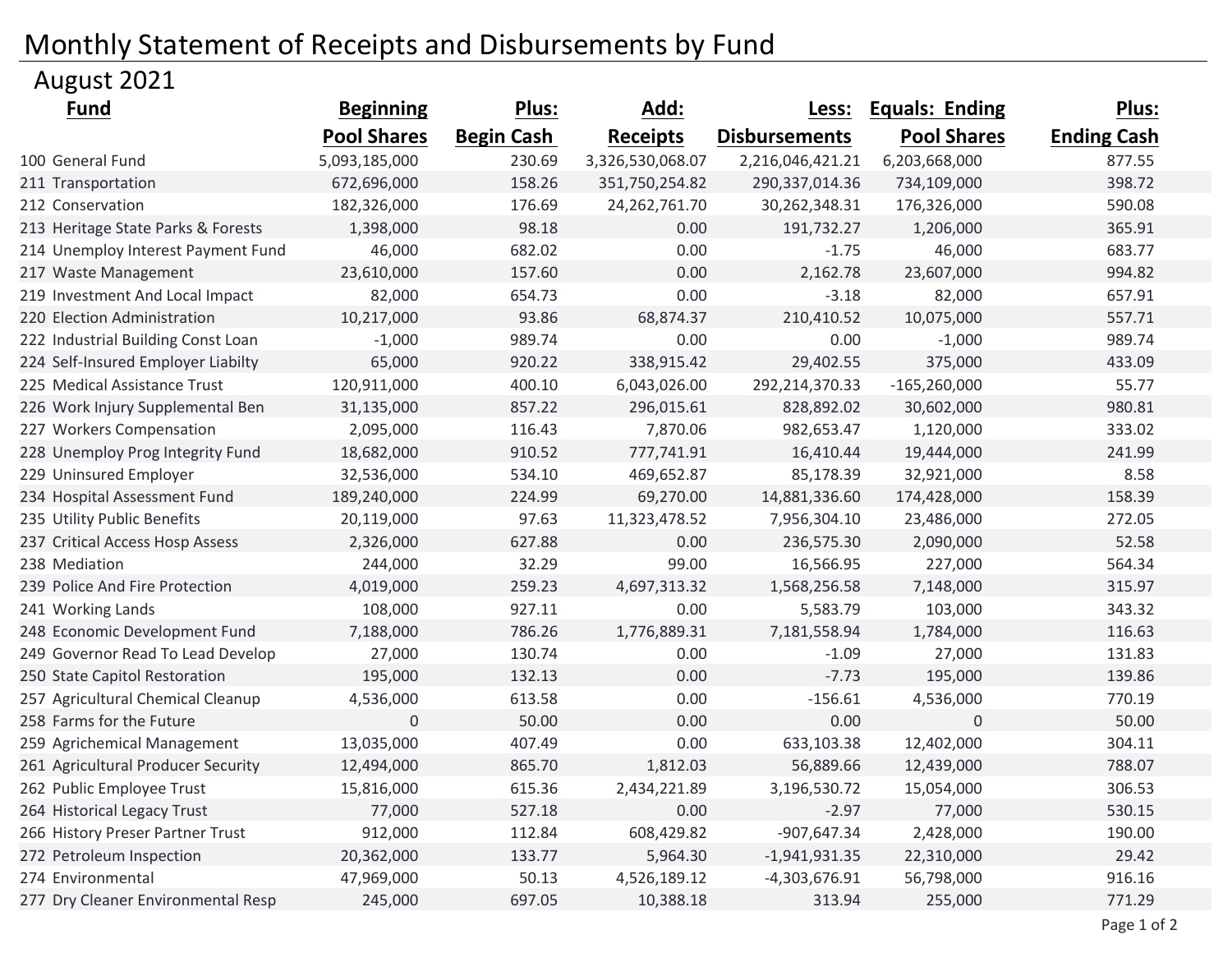# Monthly Statement of Receipts and Disbursements by Fund

## August 2021

| Fund | Beginning Pool Shares | Plus: Begin Cash | Add: Receipts | Less: Disbursements | Equals: Ending Pool Shares | Plus: Ending Cash |
|---|---|---|---|---|---|---|
| 100 General Fund | 5,093,185,000 | 230.69 | 3,326,530,068.07 | 2,216,046,421.21 | 6,203,668,000 | 877.55 |
| 211 Transportation | 672,696,000 | 158.26 | 351,750,254.82 | 290,337,014.36 | 734,109,000 | 398.72 |
| 212 Conservation | 182,326,000 | 176.69 | 24,262,761.70 | 30,262,348.31 | 176,326,000 | 590.08 |
| 213 Heritage State Parks & Forests | 1,398,000 | 98.18 | 0.00 | 191,732.27 | 1,206,000 | 365.91 |
| 214 Unemploy Interest Payment Fund | 46,000 | 682.02 | 0.00 | -1.75 | 46,000 | 683.77 |
| 217 Waste Management | 23,610,000 | 157.60 | 0.00 | 2,162.78 | 23,607,000 | 994.82 |
| 219 Investment And Local Impact | 82,000 | 654.73 | 0.00 | -3.18 | 82,000 | 657.91 |
| 220 Election Administration | 10,217,000 | 93.86 | 68,874.37 | 210,410.52 | 10,075,000 | 557.71 |
| 222 Industrial Building Const Loan | -1,000 | 989.74 | 0.00 | 0.00 | -1,000 | 989.74 |
| 224 Self-Insured Employer Liabilty | 65,000 | 920.22 | 338,915.42 | 29,402.55 | 375,000 | 433.09 |
| 225 Medical Assistance Trust | 120,911,000 | 400.10 | 6,043,026.00 | 292,214,370.33 | -165,260,000 | 55.77 |
| 226 Work Injury Supplemental Ben | 31,135,000 | 857.22 | 296,015.61 | 828,892.02 | 30,602,000 | 980.81 |
| 227 Workers Compensation | 2,095,000 | 116.43 | 7,870.06 | 982,653.47 | 1,120,000 | 333.02 |
| 228 Unemploy Prog Integrity Fund | 18,682,000 | 910.52 | 777,741.91 | 16,410.44 | 19,444,000 | 241.99 |
| 229 Uninsured Employer | 32,536,000 | 534.10 | 469,652.87 | 85,178.39 | 32,921,000 | 8.58 |
| 234 Hospital Assessment Fund | 189,240,000 | 224.99 | 69,270.00 | 14,881,336.60 | 174,428,000 | 158.39 |
| 235 Utility Public Benefits | 20,119,000 | 97.63 | 11,323,478.52 | 7,956,304.10 | 23,486,000 | 272.05 |
| 237 Critical Access Hosp Assess | 2,326,000 | 627.88 | 0.00 | 236,575.30 | 2,090,000 | 52.58 |
| 238 Mediation | 244,000 | 32.29 | 99.00 | 16,566.95 | 227,000 | 564.34 |
| 239 Police And Fire Protection | 4,019,000 | 259.23 | 4,697,313.32 | 1,568,256.58 | 7,148,000 | 315.97 |
| 241 Working Lands | 108,000 | 927.11 | 0.00 | 5,583.79 | 103,000 | 343.32 |
| 248 Economic Development Fund | 7,188,000 | 786.26 | 1,776,889.31 | 7,181,558.94 | 1,784,000 | 116.63 |
| 249 Governor Read To Lead Develop | 27,000 | 130.74 | 0.00 | -1.09 | 27,000 | 131.83 |
| 250 State Capitol Restoration | 195,000 | 132.13 | 0.00 | -7.73 | 195,000 | 139.86 |
| 257 Agricultural Chemical Cleanup | 4,536,000 | 613.58 | 0.00 | -156.61 | 4,536,000 | 770.19 |
| 258 Farms for the Future | 0 | 50.00 | 0.00 | 0.00 | 0 | 50.00 |
| 259 Agrichemical Management | 13,035,000 | 407.49 | 0.00 | 633,103.38 | 12,402,000 | 304.11 |
| 261 Agricultural Producer Security | 12,494,000 | 865.70 | 1,812.03 | 56,889.66 | 12,439,000 | 788.07 |
| 262 Public Employee Trust | 15,816,000 | 615.36 | 2,434,221.89 | 3,196,530.72 | 15,054,000 | 306.53 |
| 264 Historical Legacy Trust | 77,000 | 527.18 | 0.00 | -2.97 | 77,000 | 530.15 |
| 266 History Preser Partner Trust | 912,000 | 112.84 | 608,429.82 | -907,647.34 | 2,428,000 | 190.00 |
| 272 Petroleum Inspection | 20,362,000 | 133.77 | 5,964.30 | -1,941,931.35 | 22,310,000 | 29.42 |
| 274 Environmental | 47,969,000 | 50.13 | 4,526,189.12 | -4,303,676.91 | 56,798,000 | 916.16 |
| 277 Dry Cleaner Environmental Resp | 245,000 | 697.05 | 10,388.18 | 313.94 | 255,000 | 771.29 |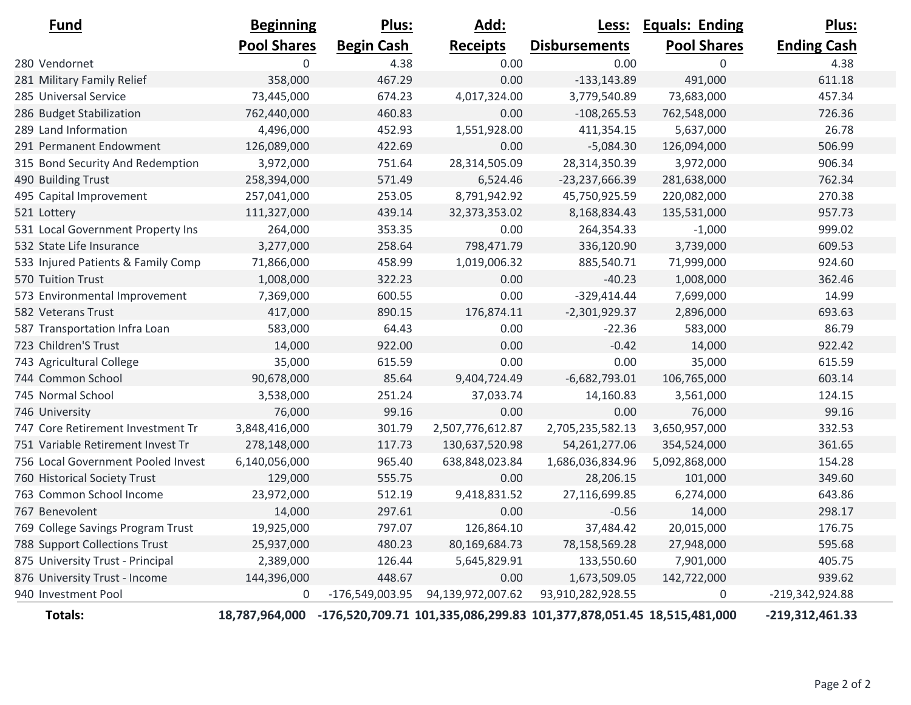| Fund | Beginning Pool Shares | Plus: Begin Cash | Add: Receipts | Less: Disbursements | Equals: Ending Pool Shares | Plus: Ending Cash |
|---|---|---|---|---|---|---|
| 280 Vendornet | 0 | 4.38 | 0.00 | 0.00 | 0 | 4.38 |
| 281 Military Family Relief | 358,000 | 467.29 | 0.00 | -133,143.89 | 491,000 | 611.18 |
| 285 Universal Service | 73,445,000 | 674.23 | 4,017,324.00 | 3,779,540.89 | 73,683,000 | 457.34 |
| 286 Budget Stabilization | 762,440,000 | 460.83 | 0.00 | -108,265.53 | 762,548,000 | 726.36 |
| 289 Land Information | 4,496,000 | 452.93 | 1,551,928.00 | 411,354.15 | 5,637,000 | 26.78 |
| 291 Permanent Endowment | 126,089,000 | 422.69 | 0.00 | -5,084.30 | 126,094,000 | 506.99 |
| 315 Bond Security And Redemption | 3,972,000 | 751.64 | 28,314,505.09 | 28,314,350.39 | 3,972,000 | 906.34 |
| 490 Building Trust | 258,394,000 | 571.49 | 6,524.46 | -23,237,666.39 | 281,638,000 | 762.34 |
| 495 Capital Improvement | 257,041,000 | 253.05 | 8,791,942.92 | 45,750,925.59 | 220,082,000 | 270.38 |
| 521 Lottery | 111,327,000 | 439.14 | 32,373,353.02 | 8,168,834.43 | 135,531,000 | 957.73 |
| 531 Local Government Property Ins | 264,000 | 353.35 | 0.00 | 264,354.33 | -1,000 | 999.02 |
| 532 State Life Insurance | 3,277,000 | 258.64 | 798,471.79 | 336,120.90 | 3,739,000 | 609.53 |
| 533 Injured Patients & Family Comp | 71,866,000 | 458.99 | 1,019,006.32 | 885,540.71 | 71,999,000 | 924.60 |
| 570 Tuition Trust | 1,008,000 | 322.23 | 0.00 | -40.23 | 1,008,000 | 362.46 |
| 573 Environmental Improvement | 7,369,000 | 600.55 | 0.00 | -329,414.44 | 7,699,000 | 14.99 |
| 582 Veterans Trust | 417,000 | 890.15 | 176,874.11 | -2,301,929.37 | 2,896,000 | 693.63 |
| 587 Transportation Infra Loan | 583,000 | 64.43 | 0.00 | -22.36 | 583,000 | 86.79 |
| 723 Children'S Trust | 14,000 | 922.00 | 0.00 | -0.42 | 14,000 | 922.42 |
| 743 Agricultural College | 35,000 | 615.59 | 0.00 | 0.00 | 35,000 | 615.59 |
| 744 Common School | 90,678,000 | 85.64 | 9,404,724.49 | -6,682,793.01 | 106,765,000 | 603.14 |
| 745 Normal School | 3,538,000 | 251.24 | 37,033.74 | 14,160.83 | 3,561,000 | 124.15 |
| 746 University | 76,000 | 99.16 | 0.00 | 0.00 | 76,000 | 99.16 |
| 747 Core Retirement Investment Tr | 3,848,416,000 | 301.79 | 2,507,776,612.87 | 2,705,235,582.13 | 3,650,957,000 | 332.53 |
| 751 Variable Retirement Invest Tr | 278,148,000 | 117.73 | 130,637,520.98 | 54,261,277.06 | 354,524,000 | 361.65 |
| 756 Local Government Pooled Invest | 6,140,056,000 | 965.40 | 638,848,023.84 | 1,686,036,834.96 | 5,092,868,000 | 154.28 |
| 760 Historical Society Trust | 129,000 | 555.75 | 0.00 | 28,206.15 | 101,000 | 349.60 |
| 763 Common School Income | 23,972,000 | 512.19 | 9,418,831.52 | 27,116,699.85 | 6,274,000 | 643.86 |
| 767 Benevolent | 14,000 | 297.61 | 0.00 | -0.56 | 14,000 | 298.17 |
| 769 College Savings Program Trust | 19,925,000 | 797.07 | 126,864.10 | 37,484.42 | 20,015,000 | 176.75 |
| 788 Support Collections Trust | 25,937,000 | 480.23 | 80,169,684.73 | 78,158,569.28 | 27,948,000 | 595.68 |
| 875 University Trust - Principal | 2,389,000 | 126.44 | 5,645,829.91 | 133,550.60 | 7,901,000 | 405.75 |
| 876 University Trust - Income | 144,396,000 | 448.67 | 0.00 | 1,673,509.05 | 142,722,000 | 939.62 |
| 940 Investment Pool | 0 | -176,549,003.95 | 94,139,972,007.62 | 93,910,282,928.55 | 0 | -219,342,924.88 |
| **Totals:** | **18,787,964,000** | **-176,520,709.71** | **101,335,086,299.83** | **101,377,878,051.45** | **18,515,481,000** | **-219,312,461.33** |